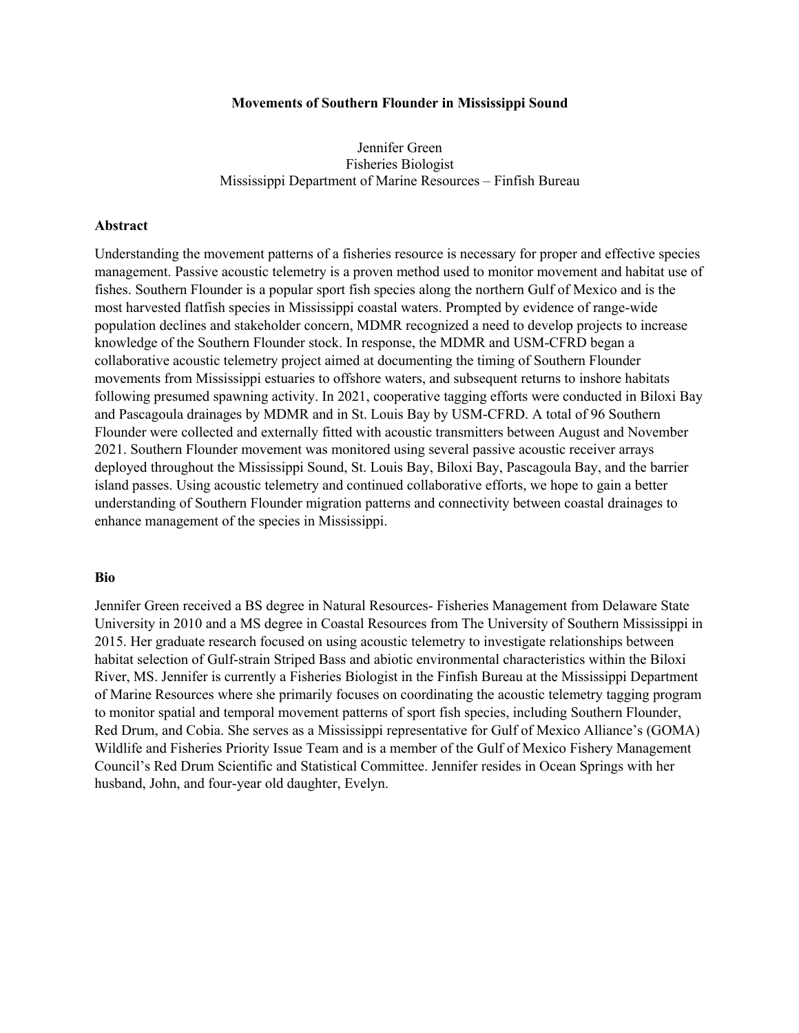# Movements of Southern Flounder in Mississippi Sound

Jennifer Green
Fisheries Biologist
Mississippi Department of Marine Resources – Finfish Bureau

## Abstract

Understanding the movement patterns of a fisheries resource is necessary for proper and effective species management. Passive acoustic telemetry is a proven method used to monitor movement and habitat use of fishes. Southern Flounder is a popular sport fish species along the northern Gulf of Mexico and is the most harvested flatfish species in Mississippi coastal waters. Prompted by evidence of range-wide population declines and stakeholder concern, MDMR recognized a need to develop projects to increase knowledge of the Southern Flounder stock. In response, the MDMR and USM-CFRD began a collaborative acoustic telemetry project aimed at documenting the timing of Southern Flounder movements from Mississippi estuaries to offshore waters, and subsequent returns to inshore habitats following presumed spawning activity. In 2021, cooperative tagging efforts were conducted in Biloxi Bay and Pascagoula drainages by MDMR and in St. Louis Bay by USM-CFRD. A total of 96 Southern Flounder were collected and externally fitted with acoustic transmitters between August and November 2021. Southern Flounder movement was monitored using several passive acoustic receiver arrays deployed throughout the Mississippi Sound, St. Louis Bay, Biloxi Bay, Pascagoula Bay, and the barrier island passes. Using acoustic telemetry and continued collaborative efforts, we hope to gain a better understanding of Southern Flounder migration patterns and connectivity between coastal drainages to enhance management of the species in Mississippi.

## Bio

Jennifer Green received a BS degree in Natural Resources- Fisheries Management from Delaware State University in 2010 and a MS degree in Coastal Resources from The University of Southern Mississippi in 2015. Her graduate research focused on using acoustic telemetry to investigate relationships between habitat selection of Gulf-strain Striped Bass and abiotic environmental characteristics within the Biloxi River, MS. Jennifer is currently a Fisheries Biologist in the Finfish Bureau at the Mississippi Department of Marine Resources where she primarily focuses on coordinating the acoustic telemetry tagging program to monitor spatial and temporal movement patterns of sport fish species, including Southern Flounder, Red Drum, and Cobia. She serves as a Mississippi representative for Gulf of Mexico Alliance's (GOMA) Wildlife and Fisheries Priority Issue Team and is a member of the Gulf of Mexico Fishery Management Council's Red Drum Scientific and Statistical Committee. Jennifer resides in Ocean Springs with her husband, John, and four-year old daughter, Evelyn.